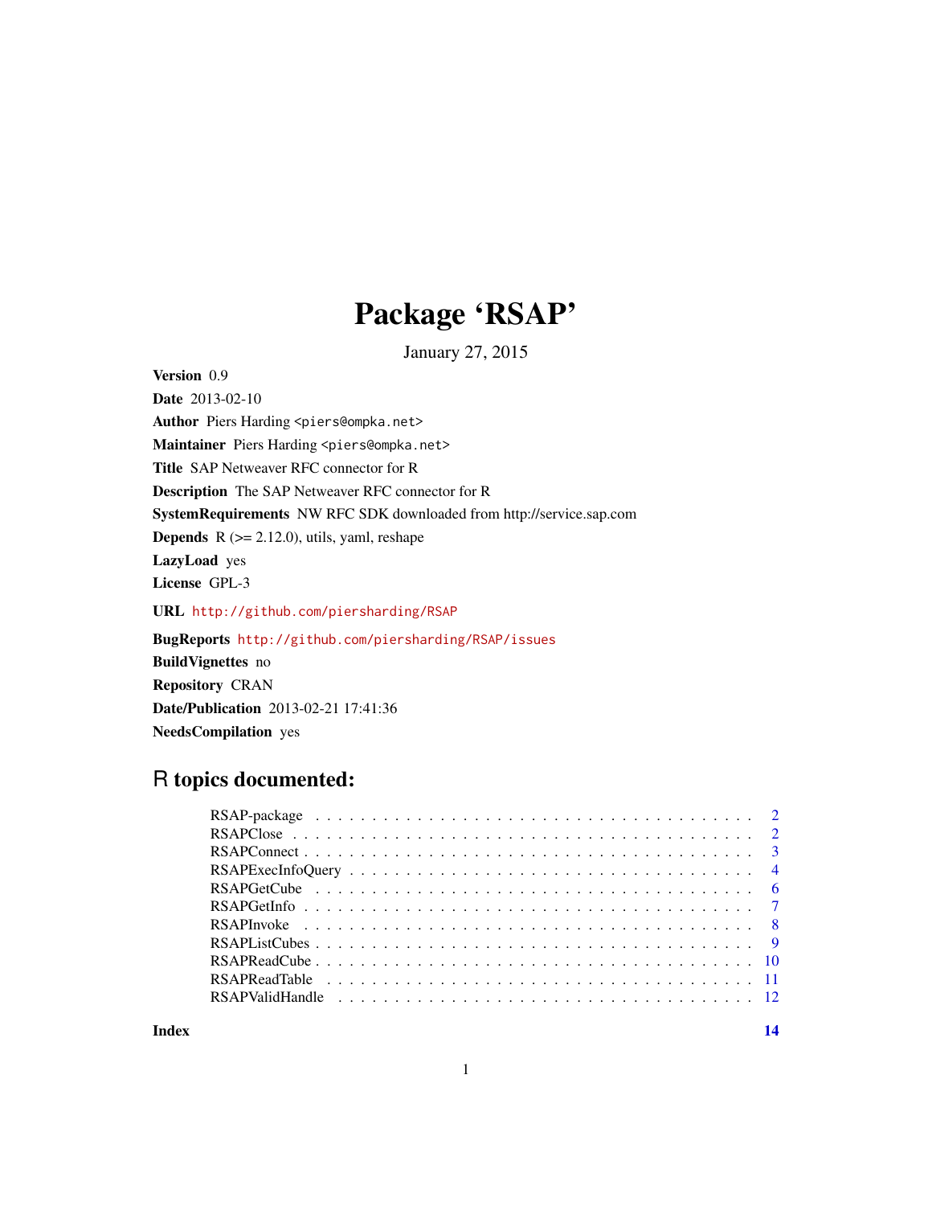# Package 'RSAP'

January 27, 2015

**Version** 0.9

**Date** 2013-02-10

**Author** Piers Harding <piers@ompka.net>

**Maintainer** Piers Harding <piers@ompka.net>

**Title** SAP Netweaver RFC connector for R

**Description** The SAP Netweaver RFC connector for R

**SystemRequirements** NW RFC SDK downloaded from http://service.sap.com

**Depends** R (>= 2.12.0), utils, yaml, reshape

**LazyLoad** yes

**License** GPL-3

**URL** http://github.com/piersharding/RSAP

**BugReports** http://github.com/piersharding/RSAP/issues

**BuildVignettes** no

**Repository** CRAN

**Date/Publication** 2013-02-21 17:41:36

**NeedsCompilation** yes

## R topics documented:

- RSAP-package . . . . . . . . . . . . . . . . . . . . . . . . . . . . . . . . . . . . . . 2
- RSAPClose . . . . . . . . . . . . . . . . . . . . . . . . . . . . . . . . . . . . . . . . 2
- RSAPConnect . . . . . . . . . . . . . . . . . . . . . . . . . . . . . . . . . . . . . . 3
- RSAPExecInfoQuery . . . . . . . . . . . . . . . . . . . . . . . . . . . . . . . . . . 4
- RSAPGetCube . . . . . . . . . . . . . . . . . . . . . . . . . . . . . . . . . . . . . . 6
- RSAPGetInfo . . . . . . . . . . . . . . . . . . . . . . . . . . . . . . . . . . . . . . 7
- RSAPInvoke . . . . . . . . . . . . . . . . . . . . . . . . . . . . . . . . . . . . . . . 8
- RSAPListCubes . . . . . . . . . . . . . . . . . . . . . . . . . . . . . . . . . . . . . 9
- RSAPReadCube . . . . . . . . . . . . . . . . . . . . . . . . . . . . . . . . . . . . . 10
- RSAPReadTable . . . . . . . . . . . . . . . . . . . . . . . . . . . . . . . . . . . . 11
- RSAPValidHandle . . . . . . . . . . . . . . . . . . . . . . . . . . . . . . . . . . . 12

**Index** **14**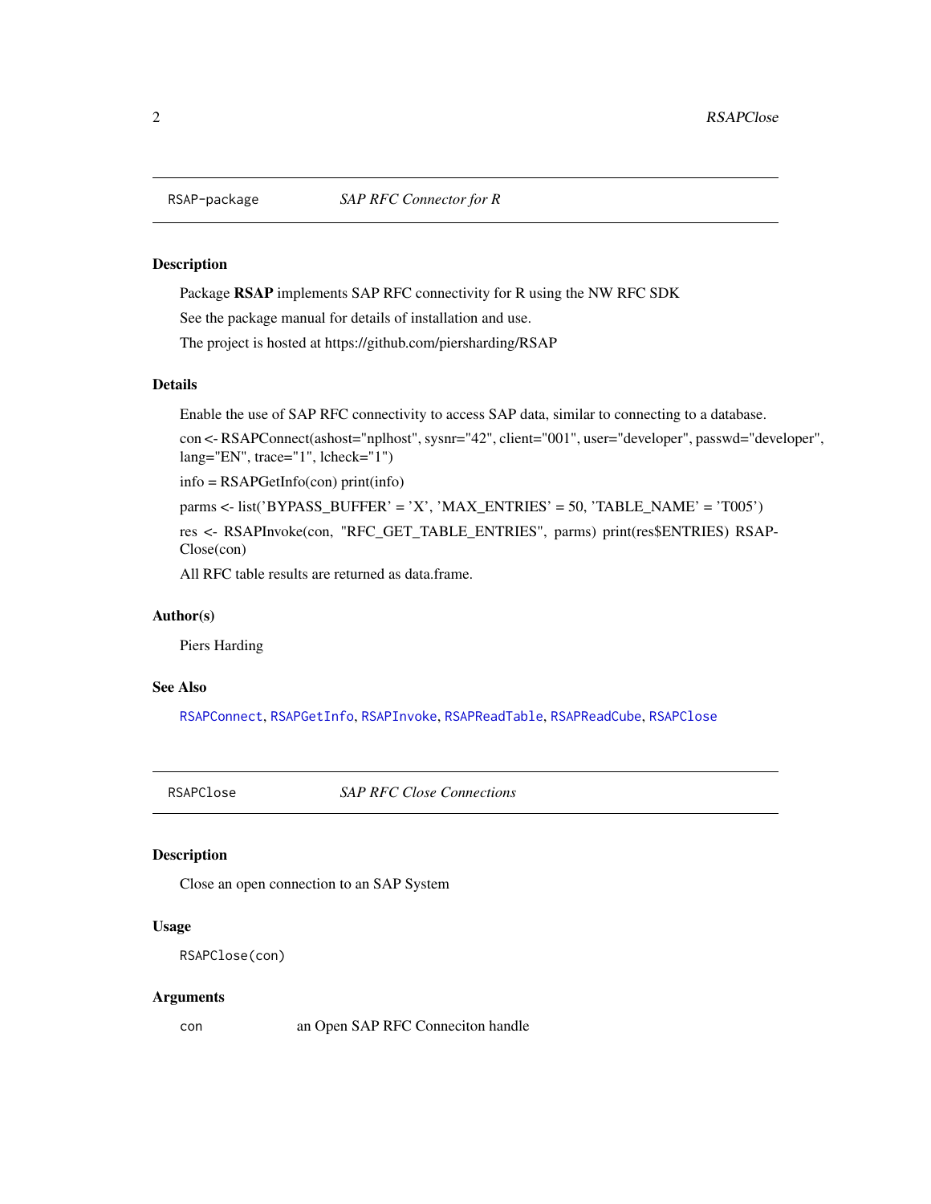## RSAP-package *SAP RFC Connector for R*

### Description

Package **RSAP** implements SAP RFC connectivity for R using the NW RFC SDK

See the package manual for details of installation and use.

The project is hosted at https://github.com/piersharding/RSAP

### Details

Enable the use of SAP RFC connectivity to access SAP data, similar to connecting to a database.

con <- RSAPConnect(ashost="nplhost", sysnr="42", client="001", user="developer", passwd="developer", lang="EN", trace="1", lcheck="1")

info = RSAPGetInfo(con) print(info)

parms <- list('BYPASS_BUFFER' = 'X', 'MAX_ENTRIES' = 50, 'TABLE_NAME' = 'T005')

res <- RSAPInvoke(con, "RFC_GET_TABLE_ENTRIES", parms) print(res$ENTRIES) RSAPClose(con)

All RFC table results are returned as data.frame.

### Author(s)

Piers Harding

### See Also

RSAPConnect, RSAPGetInfo, RSAPInvoke, RSAPReadTable, RSAPReadCube, RSAPClose

## RSAPClose *SAP RFC Close Connections*

### Description

Close an open connection to an SAP System

### Usage

```
RSAPClose(con)
```

### Arguments

| | |
|---|---|
| con | an Open SAP RFC Conneciton handle |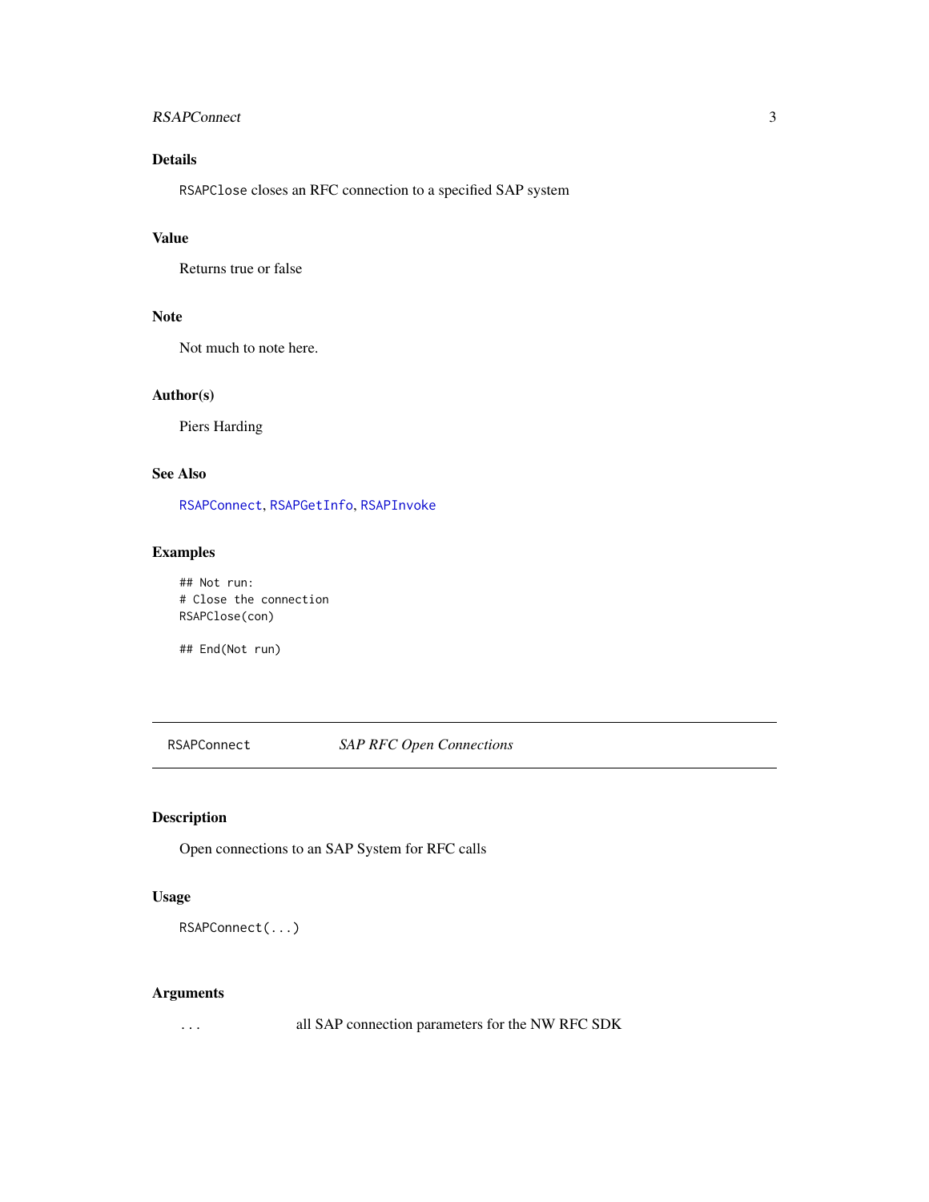## Details

`RSAPClose` closes an RFC connection to a specified SAP system

## Value

Returns true or false

## Note

Not much to note here.

## Author(s)

Piers Harding

## See Also

`RSAPConnect`, `RSAPGetInfo`, `RSAPInvoke`

## Examples

```
## Not run:
# Close the connection
RSAPClose(con)

## End(Not run)
```

---

# RSAPConnect *SAP RFC Open Connections*

---

## Description

Open connections to an SAP System for RFC calls

## Usage

```
RSAPConnect(...)
```

## Arguments

| | |
|---|---|
| `...` | all SAP connection parameters for the NW RFC SDK |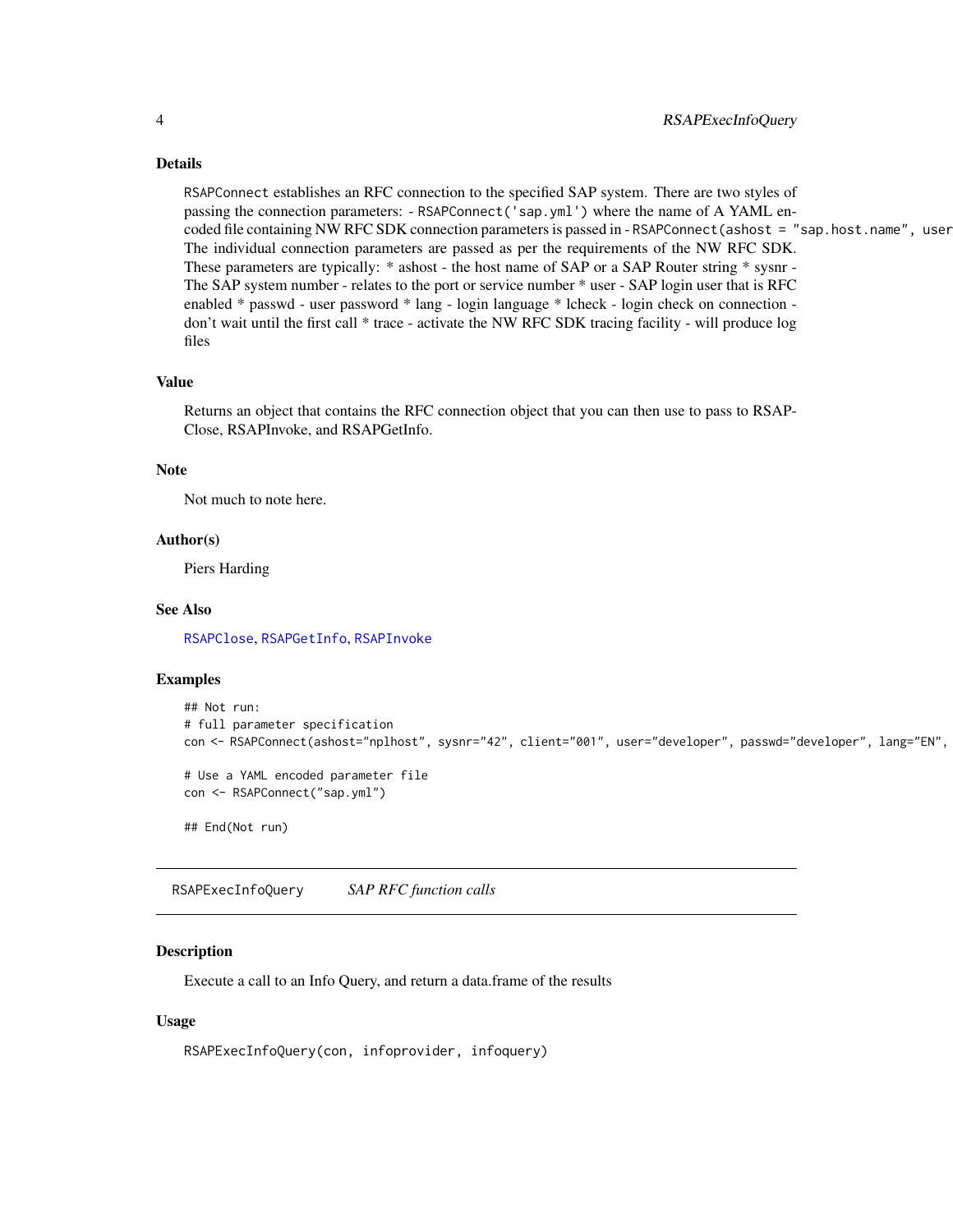### Details

RSAPConnect establishes an RFC connection to the specified SAP system. There are two styles of passing the connection parameters: - `RSAPConnect('sap.yml')` where the name of A YAML encoded file containing NW RFC SDK connection parameters is passed in - `RSAPConnect(ashost = "sap.host.name", user`
The individual connection parameters are passed as per the requirements of the NW RFC SDK. These parameters are typically: * ashost - the host name of SAP or a SAP Router string * sysnr - The SAP system number - relates to the port or service number * user - SAP login user that is RFC enabled * passwd - user password * lang - login language * lcheck - login check on connection - don't wait until the first call * trace - activate the NW RFC SDK tracing facility - will produce log files

### Value

Returns an object that contains the RFC connection object that you can then use to pass to RSAPClose, RSAPInvoke, and RSAPGetInfo.

### Note

Not much to note here.

### Author(s)

Piers Harding

### See Also

RSAPClose, RSAPGetInfo, RSAPInvoke

### Examples

```
## Not run:
# full parameter specification
con <- RSAPConnect(ashost="nplhost", sysnr="42", client="001", user="developer", passwd="developer", lang="EN",

# Use a YAML encoded parameter file
con <- RSAPConnect("sap.yml")

## End(Not run)
```

---

## RSAPExecInfoQuery    *SAP RFC function calls*

---

### Description

Execute a call to an Info Query, and return a data.frame of the results

### Usage

```
RSAPExecInfoQuery(con, infoprovider, infoquery)
```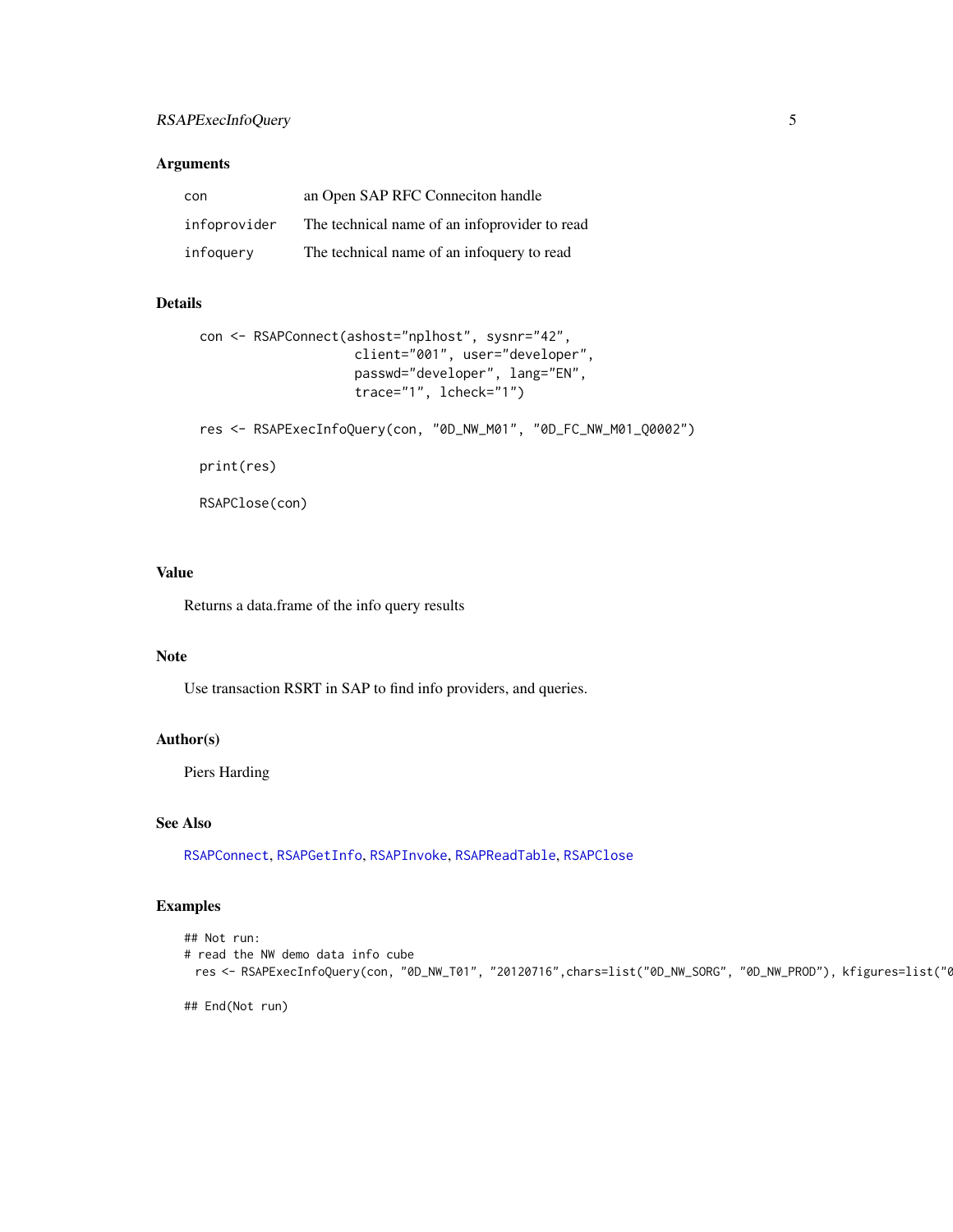## Arguments

| | |
|---|---|
| `con` | an Open SAP RFC Conneciton handle |
| `infoprovider` | The technical name of an infoprovider to read |
| `infoquery` | The technical name of an infoquery to read |

## Details

```
con <- RSAPConnect(ashost="nplhost", sysnr="42",
                   client="001", user="developer",
                   passwd="developer", lang="EN",
                   trace="1", lcheck="1")

res <- RSAPExecInfoQuery(con, "0D_NW_M01", "0D_FC_NW_M01_Q0002")

print(res)

RSAPClose(con)
```

## Value

Returns a data.frame of the info query results

## Note

Use transaction RSRT in SAP to find info providers, and queries.

## Author(s)

Piers Harding

## See Also

`RSAPConnect`, `RSAPGetInfo`, `RSAPInvoke`, `RSAPReadTable`, `RSAPClose`

## Examples

```
## Not run:
# read the NW demo data info cube
  res <- RSAPExecInfoQuery(con, "0D_NW_T01", "20120716",chars=list("0D_NW_SORG", "0D_NW_PROD"), kfigures=list("0

## End(Not run)
```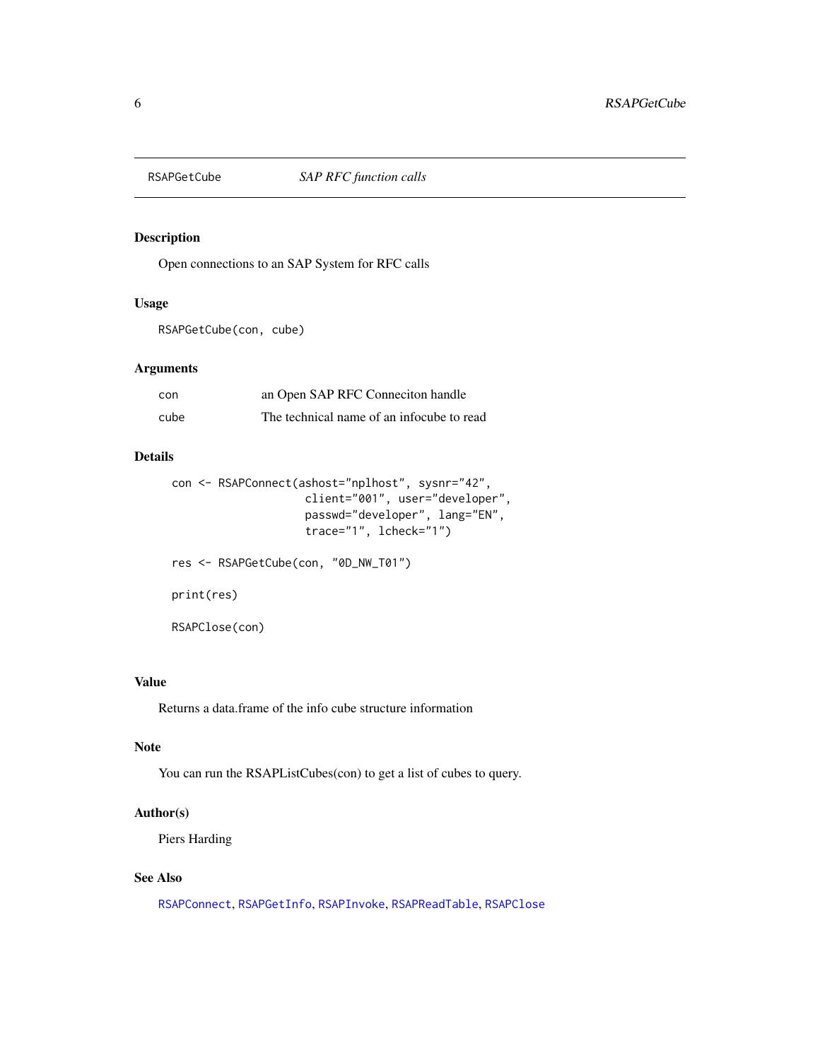RSAPGetCube    *SAP RFC function calls*

## Description

Open connections to an SAP System for RFC calls

## Usage

```
RSAPGetCube(con, cube)
```

## Arguments

| | |
|---|---|
| con | an Open SAP RFC Conneciton handle |
| cube | The technical name of an infocube to read |

## Details

```
con <- RSAPConnect(ashost="nplhost", sysnr="42",
                   client="001", user="developer",
                   passwd="developer", lang="EN",
                   trace="1", lcheck="1")

res <- RSAPGetCube(con, "0D_NW_T01")

print(res)

RSAPClose(con)
```

## Value

Returns a data.frame of the info cube structure information

## Note

You can run the RSAPListCubes(con) to get a list of cubes to query.

## Author(s)

Piers Harding

## See Also

RSAPConnect, RSAPGetInfo, RSAPInvoke, RSAPReadTable, RSAPClose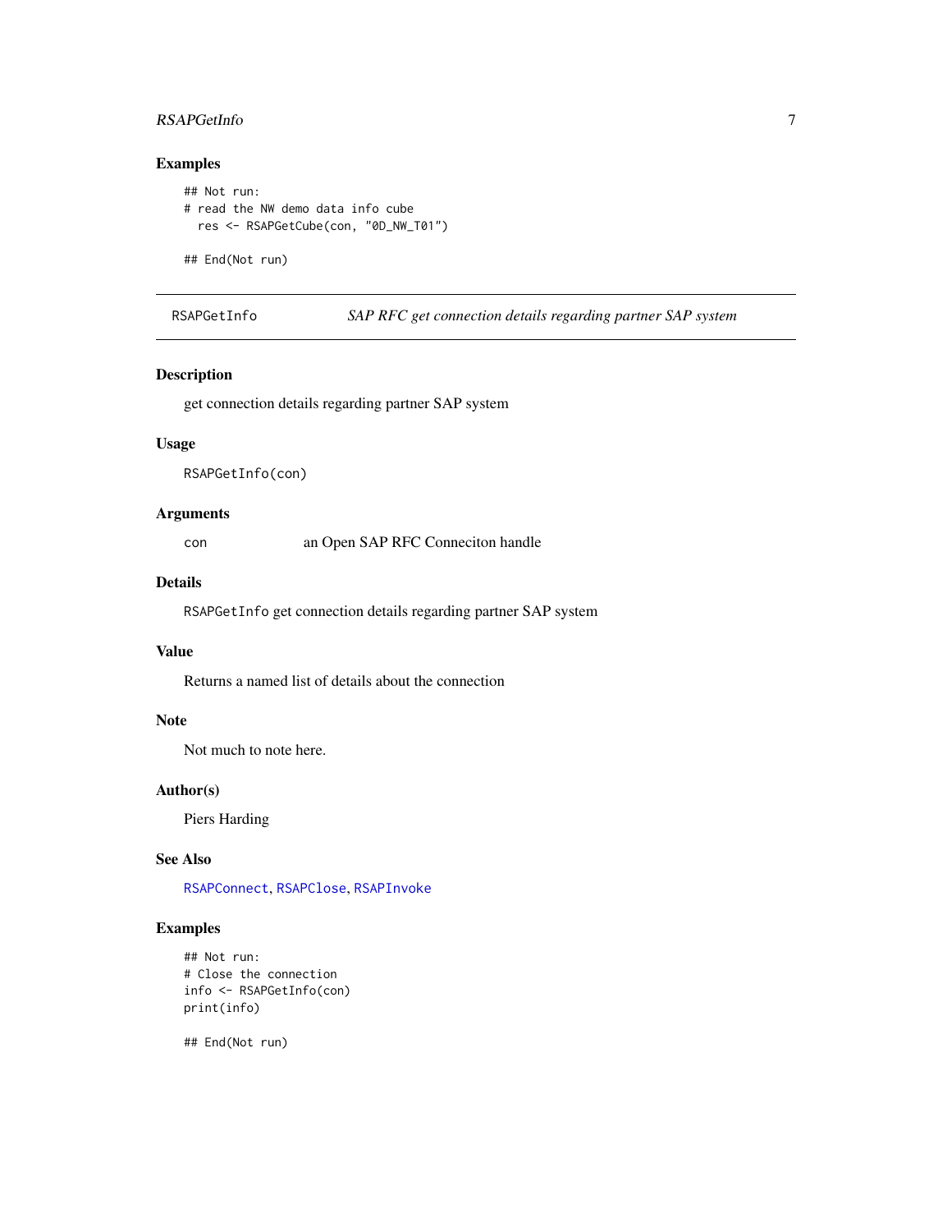### Examples

```
## Not run:
# read the NW demo data info cube
  res <- RSAPGetCube(con, "0D_NW_T01")

## End(Not run)
```

---

## RSAPGetInfo    *SAP RFC get connection details regarding partner SAP system*

---

### Description

get connection details regarding partner SAP system

### Usage

```
RSAPGetInfo(con)
```

### Arguments

| | |
|---|---|
| `con` | an Open SAP RFC Conneciton handle |

### Details

`RSAPGetInfo` get connection details regarding partner SAP system

### Value

Returns a named list of details about the connection

### Note

Not much to note here.

### Author(s)

Piers Harding

### See Also

`RSAPConnect`, `RSAPClose`, `RSAPInvoke`

### Examples

```
## Not run:
# Close the connection
info <- RSAPGetInfo(con)
print(info)

## End(Not run)
```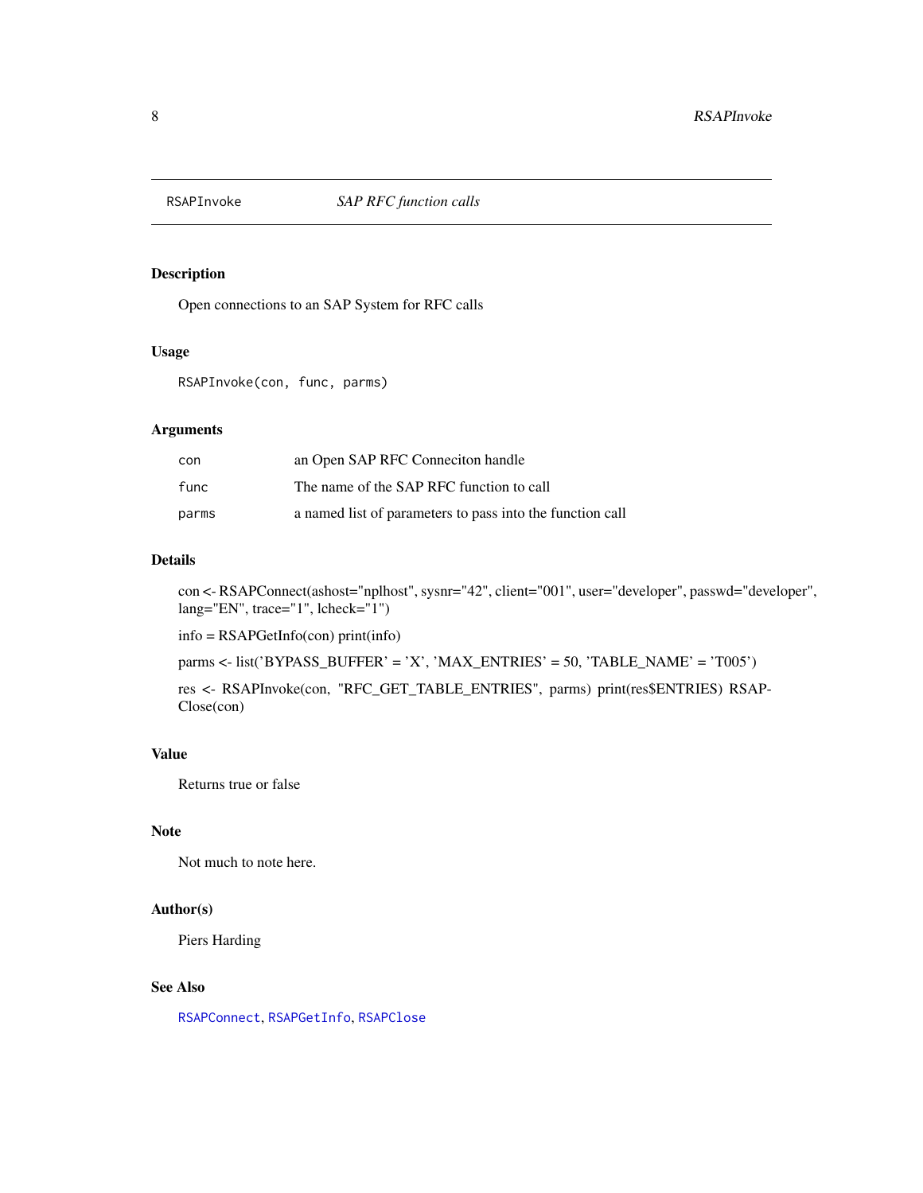## RSAPInvoke — *SAP RFC function calls*

### Description

Open connections to an SAP System for RFC calls

### Usage

```
RSAPInvoke(con, func, parms)
```

### Arguments

| | |
|---|---|
| `con` | an Open SAP RFC Conneciton handle |
| `func` | The name of the SAP RFC function to call |
| `parms` | a named list of parameters to pass into the function call |

### Details

con <- RSAPConnect(ashost="nplhost", sysnr="42", client="001", user="developer", passwd="developer", lang="EN", trace="1", lcheck="1")

info = RSAPGetInfo(con) print(info)

parms <- list('BYPASS_BUFFER' = 'X', 'MAX_ENTRIES' = 50, 'TABLE_NAME' = 'T005')

res <- RSAPInvoke(con, "RFC_GET_TABLE_ENTRIES", parms) print(res$ENTRIES) RSAPClose(con)

### Value

Returns true or false

### Note

Not much to note here.

### Author(s)

Piers Harding

### See Also

`RSAPConnect`, `RSAPGetInfo`, `RSAPClose`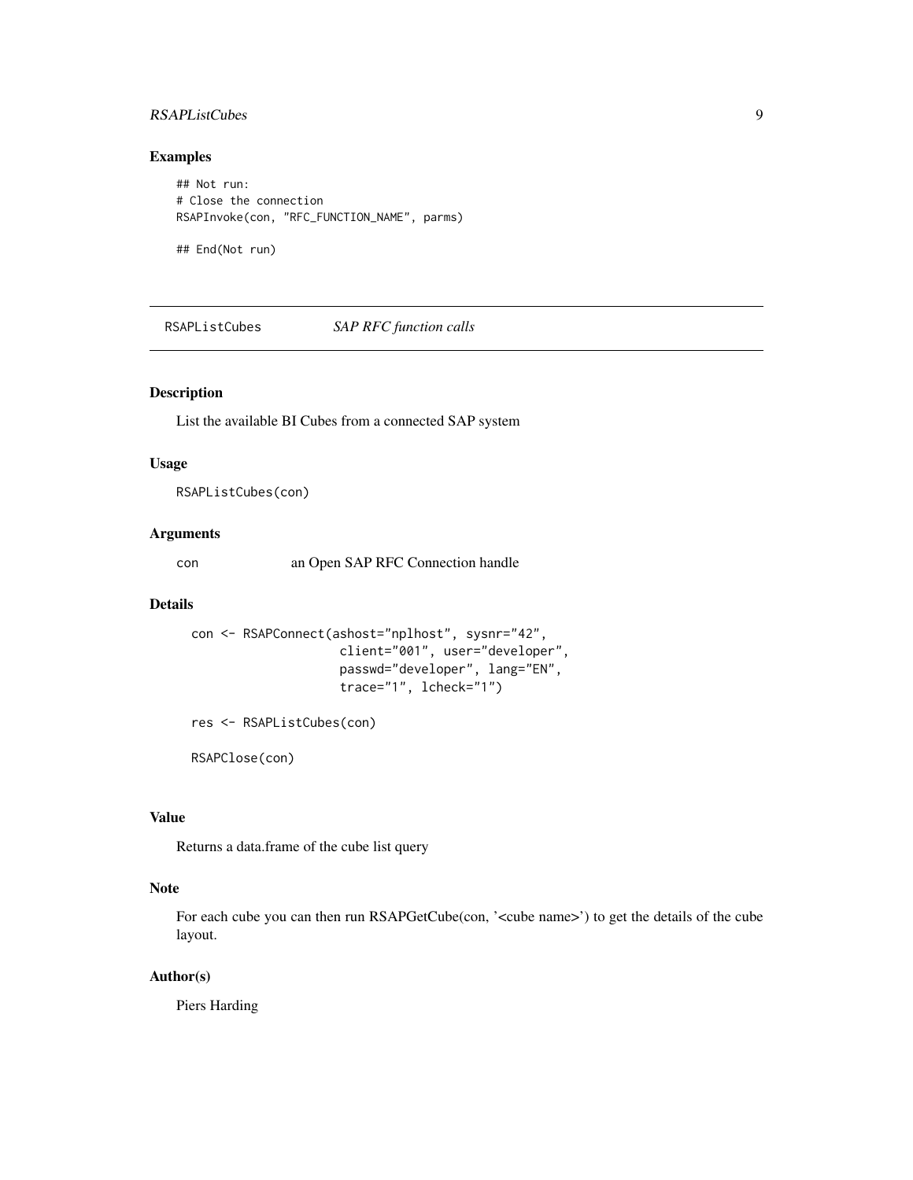### Examples

```
## Not run:
# Close the connection
RSAPInvoke(con, "RFC_FUNCTION_NAME", parms)

## End(Not run)
```

---

## RSAPListCubes *SAP RFC function calls*

---

### Description

List the available BI Cubes from a connected SAP system

### Usage

```
RSAPListCubes(con)
```

### Arguments

| | |
|---|---|
| con | an Open SAP RFC Connection handle |

### Details

```
con <- RSAPConnect(ashost="nplhost", sysnr="42",
                   client="001", user="developer",
                   passwd="developer", lang="EN",
                   trace="1", lcheck="1")

res <- RSAPListCubes(con)

RSAPClose(con)
```

### Value

Returns a data.frame of the cube list query

### Note

For each cube you can then run RSAPGetCube(con, '<cube name>') to get the details of the cube layout.

### Author(s)

Piers Harding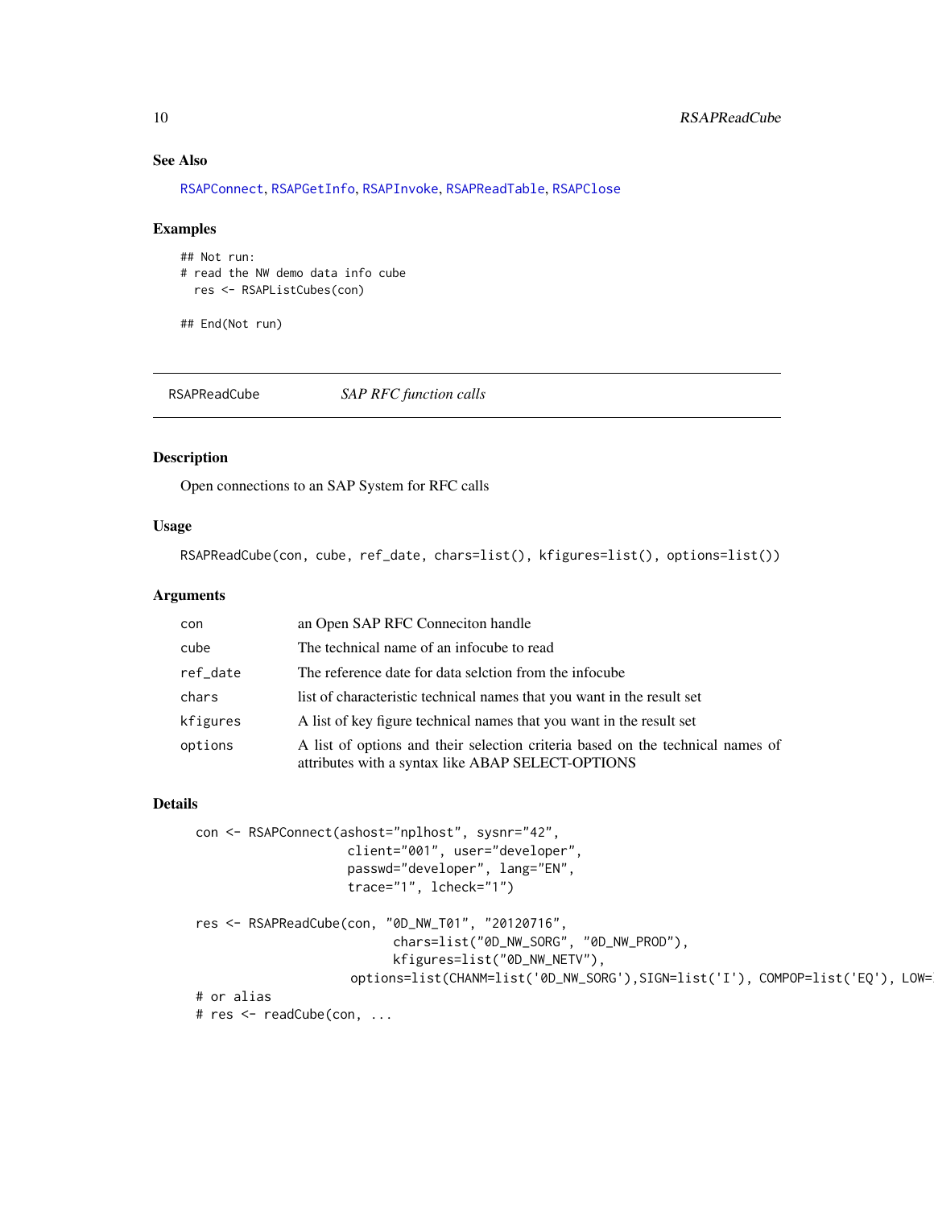### See Also

RSAPConnect, RSAPGetInfo, RSAPInvoke, RSAPReadTable, RSAPClose

### Examples

```
## Not run:
# read the NW demo data info cube
  res <- RSAPListCubes(con)

## End(Not run)
```

---

## RSAPReadCube *SAP RFC function calls*

---

### Description

Open connections to an SAP System for RFC calls

### Usage

```
RSAPReadCube(con, cube, ref_date, chars=list(), kfigures=list(), options=list())
```

### Arguments

| | |
|---|---|
| con | an Open SAP RFC Conneciton handle |
| cube | The technical name of an infocube to read |
| ref_date | The reference date for data selction from the infocube |
| chars | list of characteristic technical names that you want in the result set |
| kfigures | A list of key figure technical names that you want in the result set |
| options | A list of options and their selection criteria based on the technical names of attributes with a syntax like ABAP SELECT-OPTIONS |

### Details

```
con <- RSAPConnect(ashost="nplhost", sysnr="42",
                   client="001", user="developer",
                   passwd="developer", lang="EN",
                   trace="1", lcheck="1")

res <- RSAPReadCube(con, "0D_NW_T01", "20120716",
                          chars=list("0D_NW_SORG", "0D_NW_PROD"),
                          kfigures=list("0D_NW_NETV"),
                    options=list(CHANM=list('0D_NW_SORG'),SIGN=list('I'), COMPOP=list('EQ'), LOW=
# or alias
# res <- readCube(con, ...
```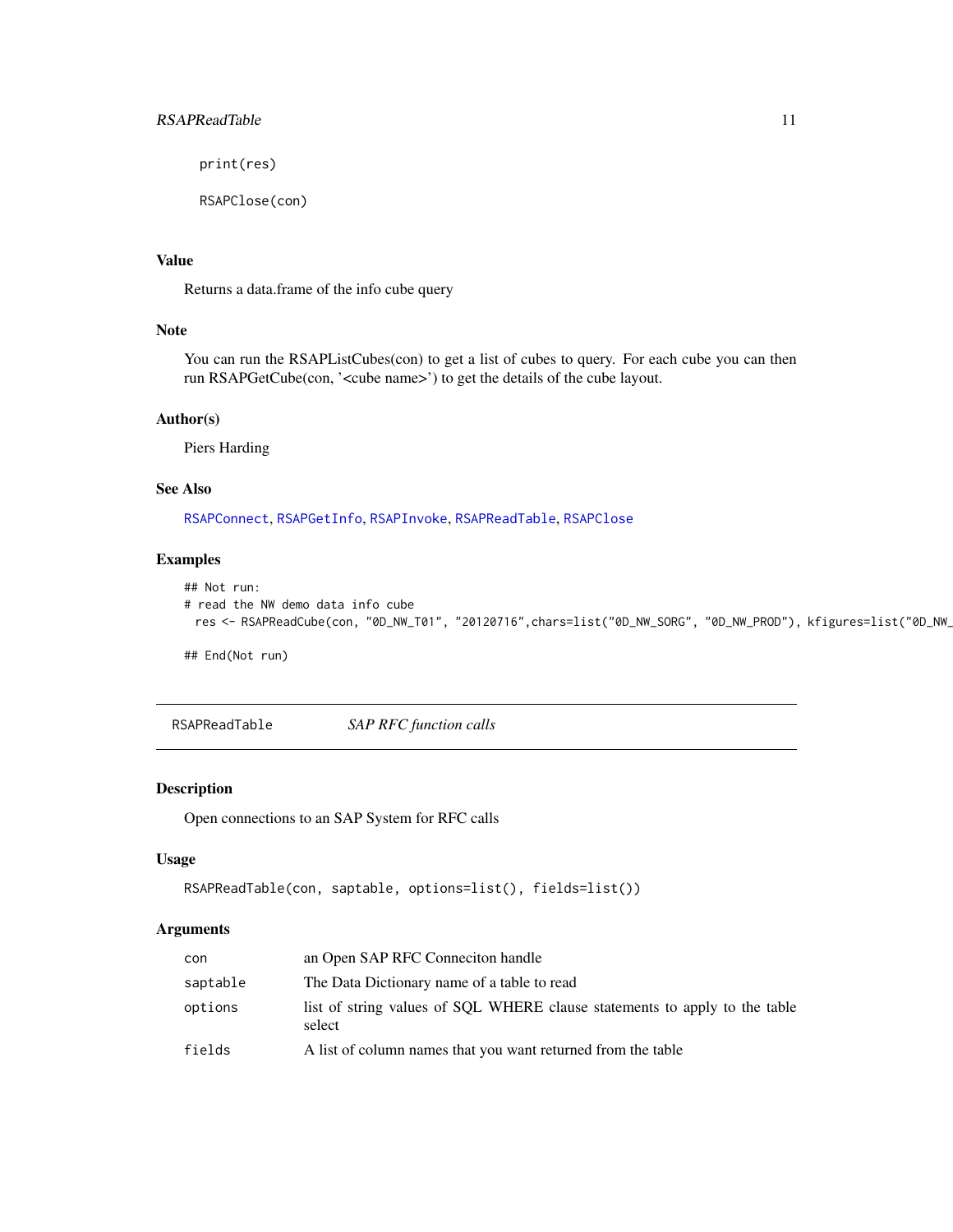```
print(res)

RSAPClose(con)
```

### Value

Returns a data.frame of the info cube query

### Note

You can run the RSAPListCubes(con) to get a list of cubes to query. For each cube you can then run RSAPGetCube(con, '<cube name>') to get the details of the cube layout.

### Author(s)

Piers Harding

### See Also

RSAPConnect, RSAPGetInfo, RSAPInvoke, RSAPReadTable, RSAPClose

### Examples

```
## Not run:
# read the NW demo data info cube
  res <- RSAPReadCube(con, "0D_NW_T01", "20120716",chars=list("0D_NW_SORG", "0D_NW_PROD"), kfigures=list("0D_NW_

## End(Not run)
```

---

## RSAPReadTable *SAP RFC function calls*

---

### Description

Open connections to an SAP System for RFC calls

### Usage

```
RSAPReadTable(con, saptable, options=list(), fields=list())
```

### Arguments

| | |
|---|---|
| `con` | an Open SAP RFC Conneciton handle |
| `saptable` | The Data Dictionary name of a table to read |
| `options` | list of string values of SQL WHERE clause statements to apply to the table select |
| `fields` | A list of column names that you want returned from the table |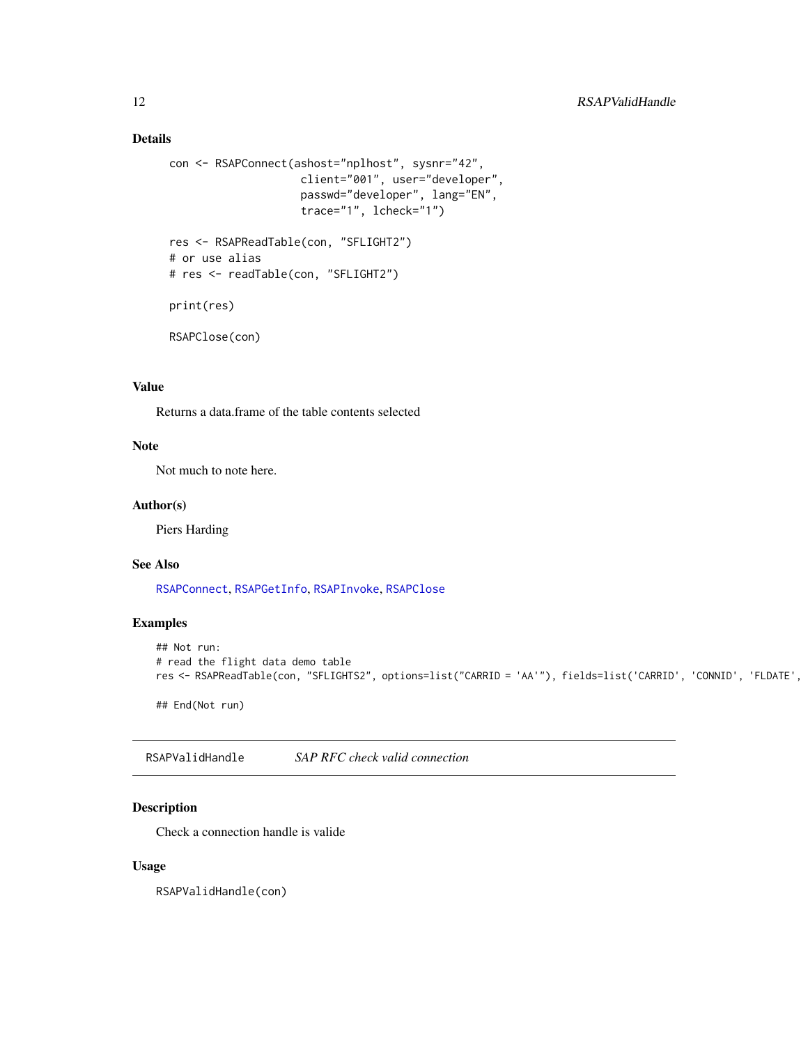### Details

```
con <- RSAPConnect(ashost="nplhost", sysnr="42",
                   client="001", user="developer",
                   passwd="developer", lang="EN",
                   trace="1", lcheck="1")

res <- RSAPReadTable(con, "SFLIGHT2")
# or use alias
# res <- readTable(con, "SFLIGHT2")

print(res)

RSAPClose(con)
```

### Value

Returns a data.frame of the table contents selected

### Note

Not much to note here.

### Author(s)

Piers Harding

### See Also

RSAPConnect, RSAPGetInfo, RSAPInvoke, RSAPClose

### Examples

```
## Not run:
# read the flight data demo table
res <- RSAPReadTable(con, "SFLIGHTS2", options=list("CARRID = 'AA'"), fields=list('CARRID', 'CONNID', 'FLDATE',

## End(Not run)
```

---

## RSAPValidHandle *SAP RFC check valid connection*

### Description

Check a connection handle is valide

### Usage

```
RSAPValidHandle(con)
```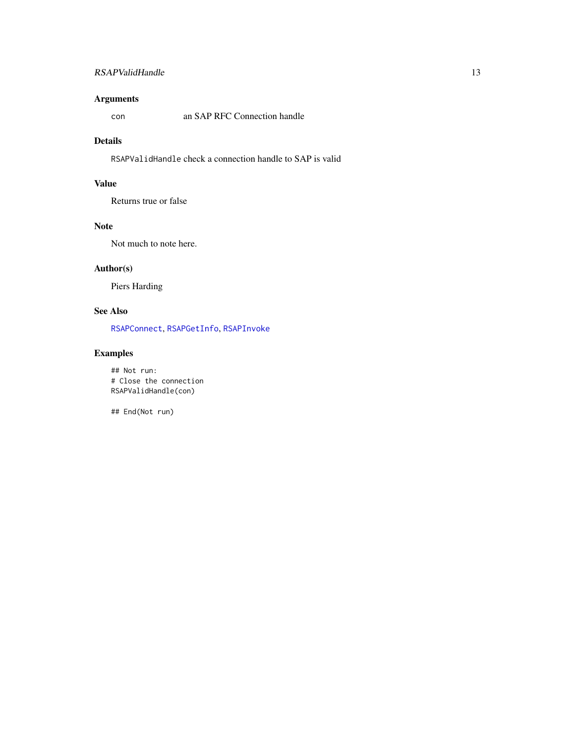## Arguments

| | |
|---|---|
| `con` | an SAP RFC Connection handle |

## Details

`RSAPValidHandle` check a connection handle to SAP is valid

## Value

Returns true or false

## Note

Not much to note here.

## Author(s)

Piers Harding

## See Also

`RSAPConnect`, `RSAPGetInfo`, `RSAPInvoke`

## Examples

```
## Not run:
# Close the connection
RSAPValidHandle(con)

## End(Not run)
```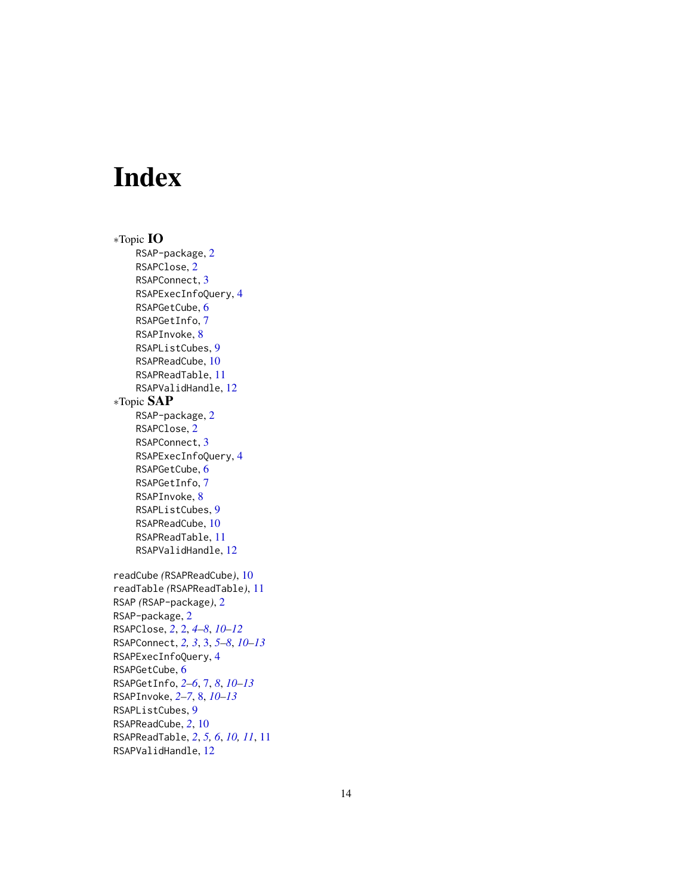# Index

∗Topic **IO**

RSAP-package, 2
RSAPClose, 2
RSAPConnect, 3
RSAPExecInfoQuery, 4
RSAPGetCube, 6
RSAPGetInfo, 7
RSAPInvoke, 8
RSAPListCubes, 9
RSAPReadCube, 10
RSAPReadTable, 11
RSAPValidHandle, 12

∗Topic **SAP**

RSAP-package, 2
RSAPClose, 2
RSAPConnect, 3
RSAPExecInfoQuery, 4
RSAPGetCube, 6
RSAPGetInfo, 7
RSAPInvoke, 8
RSAPListCubes, 9
RSAPReadCube, 10
RSAPReadTable, 11
RSAPValidHandle, 12

readCube *(*RSAPReadCube*)*, 10
readTable *(*RSAPReadTable*)*, 11
RSAP *(*RSAP-package*)*, 2
RSAP-package, 2
RSAPClose, *2*, 2, *4–8*, *10–12*
RSAPConnect, *2, 3*, 3, *5–8*, *10–13*
RSAPExecInfoQuery, 4
RSAPGetCube, 6
RSAPGetInfo, *2–6*, 7, *8*, *10–13*
RSAPInvoke, *2–7*, 8, *10–13*
RSAPListCubes, 9
RSAPReadCube, *2*, 10
RSAPReadTable, *2*, *5, 6*, *10, 11*, 11
RSAPValidHandle, 12